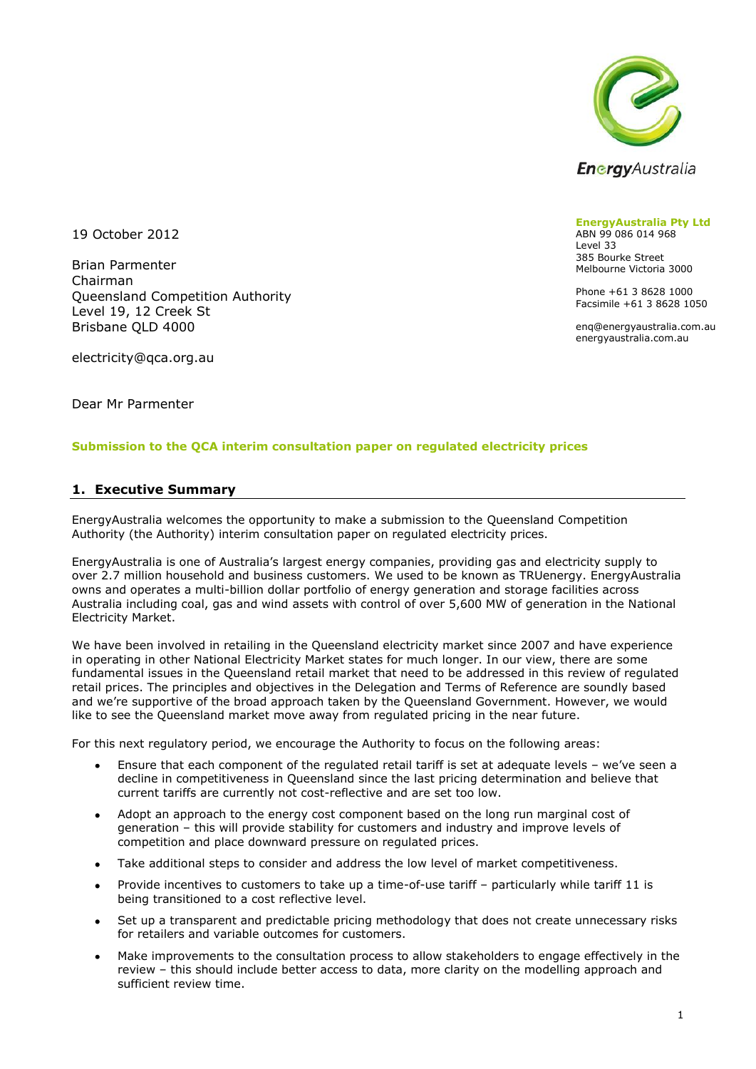EnergyAustralia

**EnergyAustralia Pty Ltd**
ABN 99 086 014 968
Level 33
385 Bourke Street
Melbourne Victoria 3000

Phone +61 3 8628 1000
Facsimile +61 3 8628 1050

enq@energyaustralia.com.au
energyaustralia.com.au

19 October 2012

Brian Parmenter
Chairman
Queensland Competition Authority
Level 19, 12 Creek St
Brisbane QLD 4000

electricity@qca.org.au

Dear Mr Parmenter

**Submission to the QCA interim consultation paper on regulated electricity prices**

## 1. Executive Summary

EnergyAustralia welcomes the opportunity to make a submission to the Queensland Competition Authority (the Authority) interim consultation paper on regulated electricity prices.

EnergyAustralia is one of Australia's largest energy companies, providing gas and electricity supply to over 2.7 million household and business customers. We used to be known as TRUenergy. EnergyAustralia owns and operates a multi-billion dollar portfolio of energy generation and storage facilities across Australia including coal, gas and wind assets with control of over 5,600 MW of generation in the National Electricity Market.

We have been involved in retailing in the Queensland electricity market since 2007 and have experience in operating in other National Electricity Market states for much longer. In our view, there are some fundamental issues in the Queensland retail market that need to be addressed in this review of regulated retail prices. The principles and objectives in the Delegation and Terms of Reference are soundly based and we're supportive of the broad approach taken by the Queensland Government. However, we would like to see the Queensland market move away from regulated pricing in the near future.

For this next regulatory period, we encourage the Authority to focus on the following areas:

- Ensure that each component of the regulated retail tariff is set at adequate levels – we've seen a decline in competitiveness in Queensland since the last pricing determination and believe that current tariffs are currently not cost-reflective and are set too low.
- Adopt an approach to the energy cost component based on the long run marginal cost of generation – this will provide stability for customers and industry and improve levels of competition and place downward pressure on regulated prices.
- Take additional steps to consider and address the low level of market competitiveness.
- Provide incentives to customers to take up a time-of-use tariff – particularly while tariff 11 is being transitioned to a cost reflective level.
- Set up a transparent and predictable pricing methodology that does not create unnecessary risks for retailers and variable outcomes for customers.
- Make improvements to the consultation process to allow stakeholders to engage effectively in the review – this should include better access to data, more clarity on the modelling approach and sufficient review time.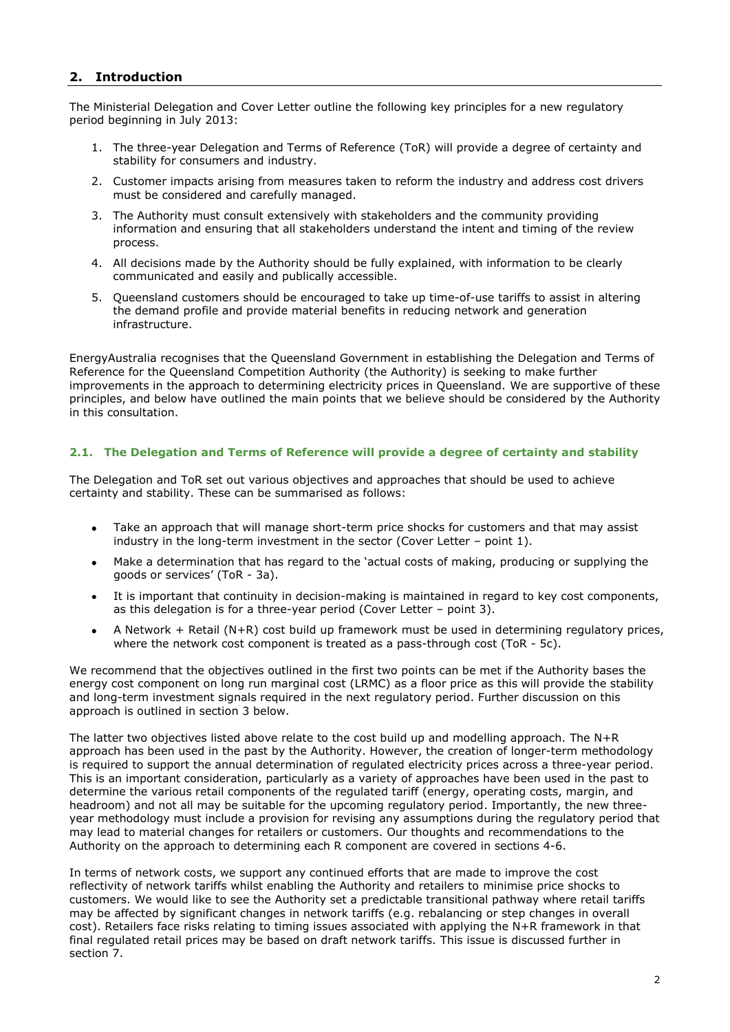## 2. Introduction

The Ministerial Delegation and Cover Letter outline the following key principles for a new regulatory period beginning in July 2013:

1. The three-year Delegation and Terms of Reference (ToR) will provide a degree of certainty and stability for consumers and industry.
2. Customer impacts arising from measures taken to reform the industry and address cost drivers must be considered and carefully managed.
3. The Authority must consult extensively with stakeholders and the community providing information and ensuring that all stakeholders understand the intent and timing of the review process.
4. All decisions made by the Authority should be fully explained, with information to be clearly communicated and easily and publically accessible.
5. Queensland customers should be encouraged to take up time-of-use tariffs to assist in altering the demand profile and provide material benefits in reducing network and generation infrastructure.

EnergyAustralia recognises that the Queensland Government in establishing the Delegation and Terms of Reference for the Queensland Competition Authority (the Authority) is seeking to make further improvements in the approach to determining electricity prices in Queensland. We are supportive of these principles, and below have outlined the main points that we believe should be considered by the Authority in this consultation.

### 2.1. The Delegation and Terms of Reference will provide a degree of certainty and stability

The Delegation and ToR set out various objectives and approaches that should be used to achieve certainty and stability. These can be summarised as follows:

- Take an approach that will manage short-term price shocks for customers and that may assist industry in the long-term investment in the sector (Cover Letter – point 1).
- Make a determination that has regard to the 'actual costs of making, producing or supplying the goods or services' (ToR - 3a).
- It is important that continuity in decision-making is maintained in regard to key cost components, as this delegation is for a three-year period (Cover Letter – point 3).
- A Network + Retail (N+R) cost build up framework must be used in determining regulatory prices, where the network cost component is treated as a pass-through cost (ToR - 5c).

We recommend that the objectives outlined in the first two points can be met if the Authority bases the energy cost component on long run marginal cost (LRMC) as a floor price as this will provide the stability and long-term investment signals required in the next regulatory period. Further discussion on this approach is outlined in section 3 below.

The latter two objectives listed above relate to the cost build up and modelling approach. The N+R approach has been used in the past by the Authority. However, the creation of longer-term methodology is required to support the annual determination of regulated electricity prices across a three-year period. This is an important consideration, particularly as a variety of approaches have been used in the past to determine the various retail components of the regulated tariff (energy, operating costs, margin, and headroom) and not all may be suitable for the upcoming regulatory period. Importantly, the new three-year methodology must include a provision for revising any assumptions during the regulatory period that may lead to material changes for retailers or customers. Our thoughts and recommendations to the Authority on the approach to determining each R component are covered in sections 4-6.

In terms of network costs, we support any continued efforts that are made to improve the cost reflectivity of network tariffs whilst enabling the Authority and retailers to minimise price shocks to customers. We would like to see the Authority set a predictable transitional pathway where retail tariffs may be affected by significant changes in network tariffs (e.g. rebalancing or step changes in overall cost). Retailers face risks relating to timing issues associated with applying the N+R framework in that final regulated retail prices may be based on draft network tariffs. This issue is discussed further in section 7.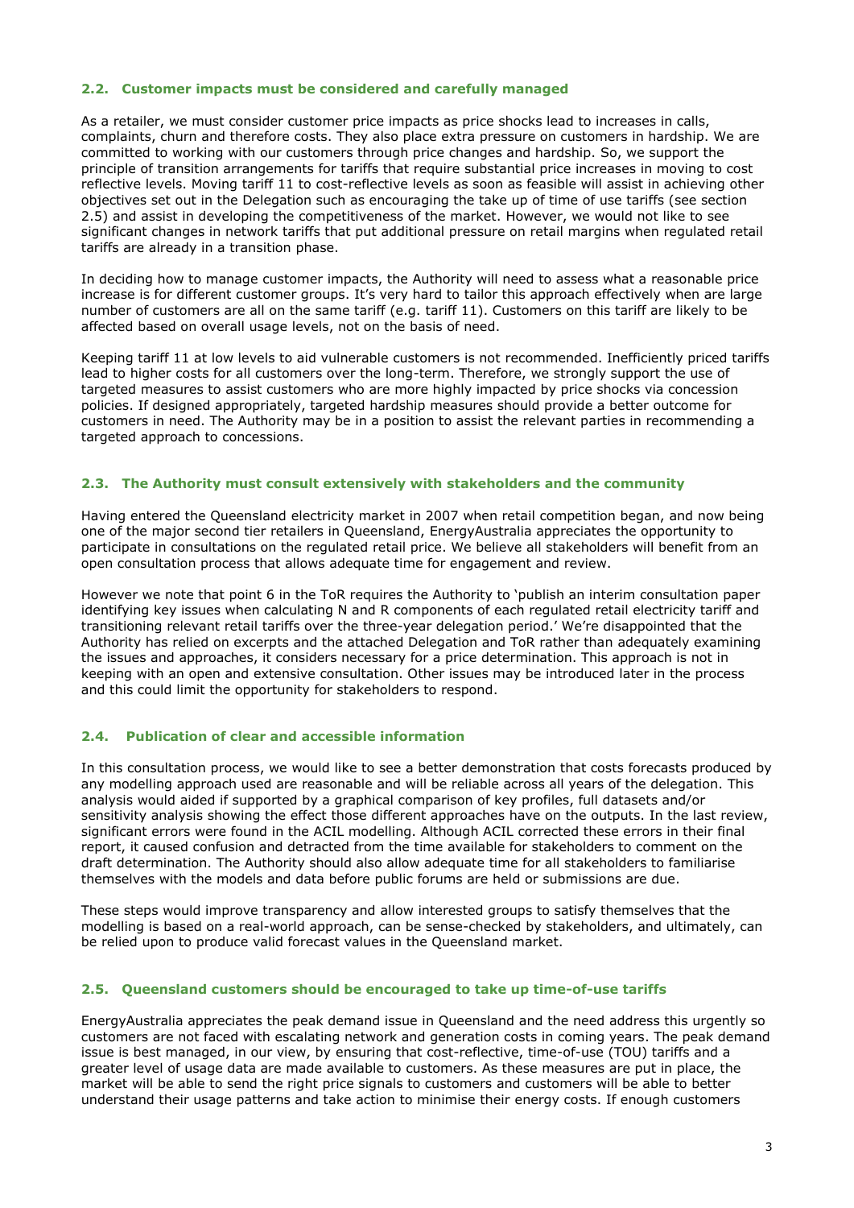### 2.2. Customer impacts must be considered and carefully managed

As a retailer, we must consider customer price impacts as price shocks lead to increases in calls, complaints, churn and therefore costs. They also place extra pressure on customers in hardship. We are committed to working with our customers through price changes and hardship. So, we support the principle of transition arrangements for tariffs that require substantial price increases in moving to cost reflective levels. Moving tariff 11 to cost-reflective levels as soon as feasible will assist in achieving other objectives set out in the Delegation such as encouraging the take up of time of use tariffs (see section 2.5) and assist in developing the competitiveness of the market. However, we would not like to see significant changes in network tariffs that put additional pressure on retail margins when regulated retail tariffs are already in a transition phase.

In deciding how to manage customer impacts, the Authority will need to assess what a reasonable price increase is for different customer groups. It's very hard to tailor this approach effectively when are large number of customers are all on the same tariff (e.g. tariff 11). Customers on this tariff are likely to be affected based on overall usage levels, not on the basis of need.

Keeping tariff 11 at low levels to aid vulnerable customers is not recommended. Inefficiently priced tariffs lead to higher costs for all customers over the long-term. Therefore, we strongly support the use of targeted measures to assist customers who are more highly impacted by price shocks via concession policies. If designed appropriately, targeted hardship measures should provide a better outcome for customers in need. The Authority may be in a position to assist the relevant parties in recommending a targeted approach to concessions.

### 2.3. The Authority must consult extensively with stakeholders and the community

Having entered the Queensland electricity market in 2007 when retail competition began, and now being one of the major second tier retailers in Queensland, EnergyAustralia appreciates the opportunity to participate in consultations on the regulated retail price. We believe all stakeholders will benefit from an open consultation process that allows adequate time for engagement and review.

However we note that point 6 in the ToR requires the Authority to 'publish an interim consultation paper identifying key issues when calculating N and R components of each regulated retail electricity tariff and transitioning relevant retail tariffs over the three-year delegation period.' We're disappointed that the Authority has relied on excerpts and the attached Delegation and ToR rather than adequately examining the issues and approaches, it considers necessary for a price determination. This approach is not in keeping with an open and extensive consultation. Other issues may be introduced later in the process and this could limit the opportunity for stakeholders to respond.

### 2.4. Publication of clear and accessible information

In this consultation process, we would like to see a better demonstration that costs forecasts produced by any modelling approach used are reasonable and will be reliable across all years of the delegation. This analysis would aided if supported by a graphical comparison of key profiles, full datasets and/or sensitivity analysis showing the effect those different approaches have on the outputs. In the last review, significant errors were found in the ACIL modelling. Although ACIL corrected these errors in their final report, it caused confusion and detracted from the time available for stakeholders to comment on the draft determination. The Authority should also allow adequate time for all stakeholders to familiarise themselves with the models and data before public forums are held or submissions are due.

These steps would improve transparency and allow interested groups to satisfy themselves that the modelling is based on a real-world approach, can be sense-checked by stakeholders, and ultimately, can be relied upon to produce valid forecast values in the Queensland market.

### 2.5. Queensland customers should be encouraged to take up time-of-use tariffs

EnergyAustralia appreciates the peak demand issue in Queensland and the need address this urgently so customers are not faced with escalating network and generation costs in coming years. The peak demand issue is best managed, in our view, by ensuring that cost-reflective, time-of-use (TOU) tariffs and a greater level of usage data are made available to customers. As these measures are put in place, the market will be able to send the right price signals to customers and customers will be able to better understand their usage patterns and take action to minimise their energy costs. If enough customers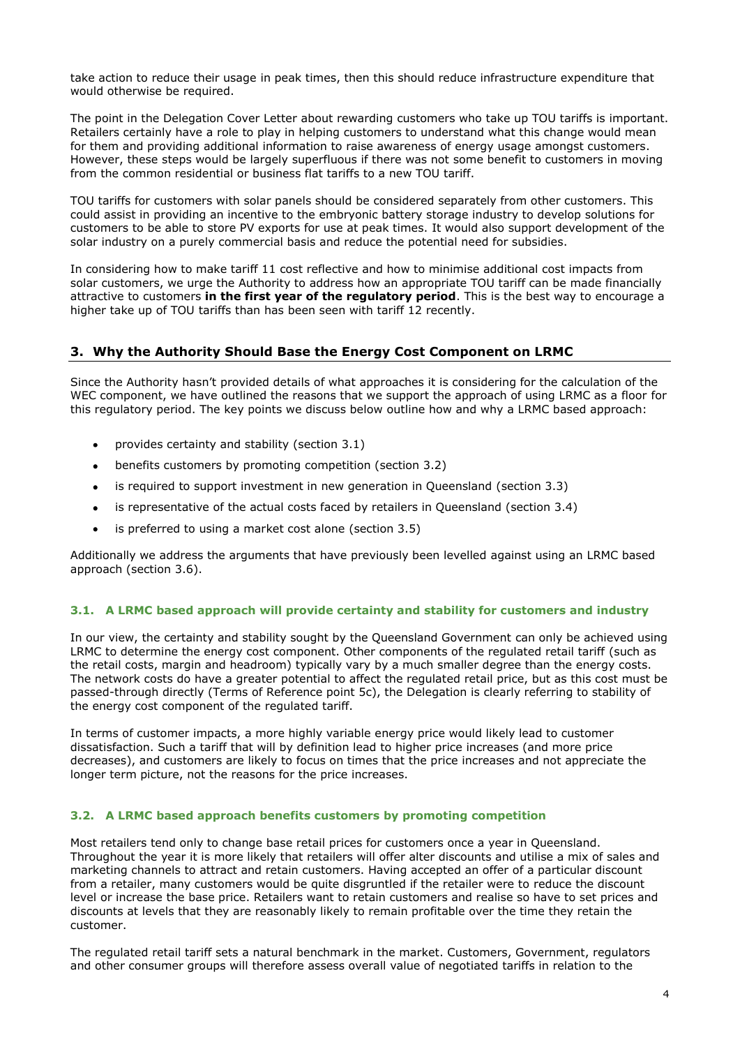take action to reduce their usage in peak times, then this should reduce infrastructure expenditure that would otherwise be required.

The point in the Delegation Cover Letter about rewarding customers who take up TOU tariffs is important. Retailers certainly have a role to play in helping customers to understand what this change would mean for them and providing additional information to raise awareness of energy usage amongst customers. However, these steps would be largely superfluous if there was not some benefit to customers in moving from the common residential or business flat tariffs to a new TOU tariff.

TOU tariffs for customers with solar panels should be considered separately from other customers. This could assist in providing an incentive to the embryonic battery storage industry to develop solutions for customers to be able to store PV exports for use at peak times. It would also support development of the solar industry on a purely commercial basis and reduce the potential need for subsidies.

In considering how to make tariff 11 cost reflective and how to minimise additional cost impacts from solar customers, we urge the Authority to address how an appropriate TOU tariff can be made financially attractive to customers **in the first year of the regulatory period**. This is the best way to encourage a higher take up of TOU tariffs than has been seen with tariff 12 recently.

## 3. Why the Authority Should Base the Energy Cost Component on LRMC

Since the Authority hasn't provided details of what approaches it is considering for the calculation of the WEC component, we have outlined the reasons that we support the approach of using LRMC as a floor for this regulatory period. The key points we discuss below outline how and why a LRMC based approach:

- provides certainty and stability (section 3.1)
- benefits customers by promoting competition (section 3.2)
- is required to support investment in new generation in Queensland (section 3.3)
- is representative of the actual costs faced by retailers in Queensland (section 3.4)
- is preferred to using a market cost alone (section 3.5)

Additionally we address the arguments that have previously been levelled against using an LRMC based approach (section 3.6).

### 3.1. A LRMC based approach will provide certainty and stability for customers and industry

In our view, the certainty and stability sought by the Queensland Government can only be achieved using LRMC to determine the energy cost component. Other components of the regulated retail tariff (such as the retail costs, margin and headroom) typically vary by a much smaller degree than the energy costs. The network costs do have a greater potential to affect the regulated retail price, but as this cost must be passed-through directly (Terms of Reference point 5c), the Delegation is clearly referring to stability of the energy cost component of the regulated tariff.

In terms of customer impacts, a more highly variable energy price would likely lead to customer dissatisfaction. Such a tariff that will by definition lead to higher price increases (and more price decreases), and customers are likely to focus on times that the price increases and not appreciate the longer term picture, not the reasons for the price increases.

### 3.2. A LRMC based approach benefits customers by promoting competition

Most retailers tend only to change base retail prices for customers once a year in Queensland. Throughout the year it is more likely that retailers will offer alter discounts and utilise a mix of sales and marketing channels to attract and retain customers. Having accepted an offer of a particular discount from a retailer, many customers would be quite disgruntled if the retailer were to reduce the discount level or increase the base price. Retailers want to retain customers and realise so have to set prices and discounts at levels that they are reasonably likely to remain profitable over the time they retain the customer.

The regulated retail tariff sets a natural benchmark in the market. Customers, Government, regulators and other consumer groups will therefore assess overall value of negotiated tariffs in relation to the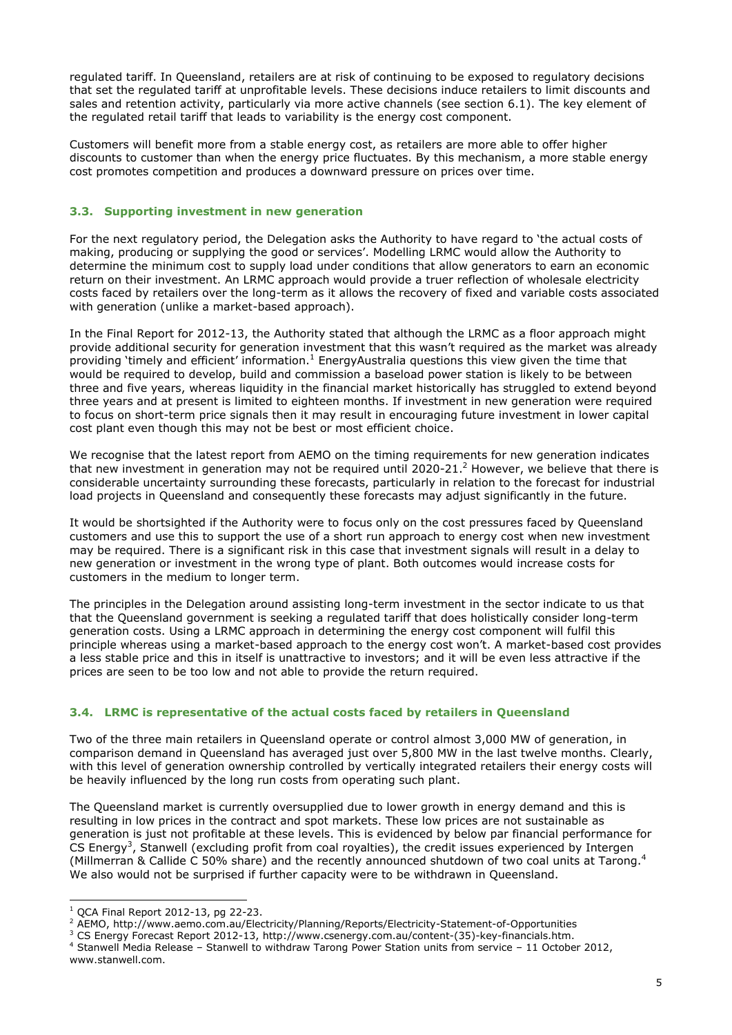regulated tariff. In Queensland, retailers are at risk of continuing to be exposed to regulatory decisions that set the regulated tariff at unprofitable levels. These decisions induce retailers to limit discounts and sales and retention activity, particularly via more active channels (see section 6.1). The key element of the regulated retail tariff that leads to variability is the energy cost component.

Customers will benefit more from a stable energy cost, as retailers are more able to offer higher discounts to customer than when the energy price fluctuates. By this mechanism, a more stable energy cost promotes competition and produces a downward pressure on prices over time.

### 3.3. Supporting investment in new generation

For the next regulatory period, the Delegation asks the Authority to have regard to 'the actual costs of making, producing or supplying the good or services'. Modelling LRMC would allow the Authority to determine the minimum cost to supply load under conditions that allow generators to earn an economic return on their investment. An LRMC approach would provide a truer reflection of wholesale electricity costs faced by retailers over the long-term as it allows the recovery of fixed and variable costs associated with generation (unlike a market-based approach).

In the Final Report for 2012-13, the Authority stated that although the LRMC as a floor approach might provide additional security for generation investment that this wasn't required as the market was already providing 'timely and efficient' information.[1] EnergyAustralia questions this view given the time that would be required to develop, build and commission a baseload power station is likely to be between three and five years, whereas liquidity in the financial market historically has struggled to extend beyond three years and at present is limited to eighteen months. If investment in new generation were required to focus on short-term price signals then it may result in encouraging future investment in lower capital cost plant even though this may not be best or most efficient choice.

We recognise that the latest report from AEMO on the timing requirements for new generation indicates that new investment in generation may not be required until 2020-21.[2] However, we believe that there is considerable uncertainty surrounding these forecasts, particularly in relation to the forecast for industrial load projects in Queensland and consequently these forecasts may adjust significantly in the future.

It would be shortsighted if the Authority were to focus only on the cost pressures faced by Queensland customers and use this to support the use of a short run approach to energy cost when new investment may be required. There is a significant risk in this case that investment signals will result in a delay to new generation or investment in the wrong type of plant. Both outcomes would increase costs for customers in the medium to longer term.

The principles in the Delegation around assisting long-term investment in the sector indicate to us that that the Queensland government is seeking a regulated tariff that does holistically consider long-term generation costs. Using a LRMC approach in determining the energy cost component will fulfil this principle whereas using a market-based approach to the energy cost won't. A market-based cost provides a less stable price and this in itself is unattractive to investors; and it will be even less attractive if the prices are seen to be too low and not able to provide the return required.

### 3.4. LRMC is representative of the actual costs faced by retailers in Queensland

Two of the three main retailers in Queensland operate or control almost 3,000 MW of generation, in comparison demand in Queensland has averaged just over 5,800 MW in the last twelve months. Clearly, with this level of generation ownership controlled by vertically integrated retailers their energy costs will be heavily influenced by the long run costs from operating such plant.

The Queensland market is currently oversupplied due to lower growth in energy demand and this is resulting in low prices in the contract and spot markets. These low prices are not sustainable as generation is just not profitable at these levels. This is evidenced by below par financial performance for CS Energy[3], Stanwell (excluding profit from coal royalties), the credit issues experienced by Intergen (Millmerran & Callide C 50% share) and the recently announced shutdown of two coal units at Tarong.[4] We also would not be surprised if further capacity were to be withdrawn in Queensland.

---

[1] QCA Final Report 2012-13, pg 22-23.

[2] AEMO, http://www.aemo.com.au/Electricity/Planning/Reports/Electricity-Statement-of-Opportunities

[3] CS Energy Forecast Report 2012-13, http://www.csenergy.com.au/content-(35)-key-financials.htm.

[4] Stanwell Media Release – Stanwell to withdraw Tarong Power Station units from service – 11 October 2012, www.stanwell.com.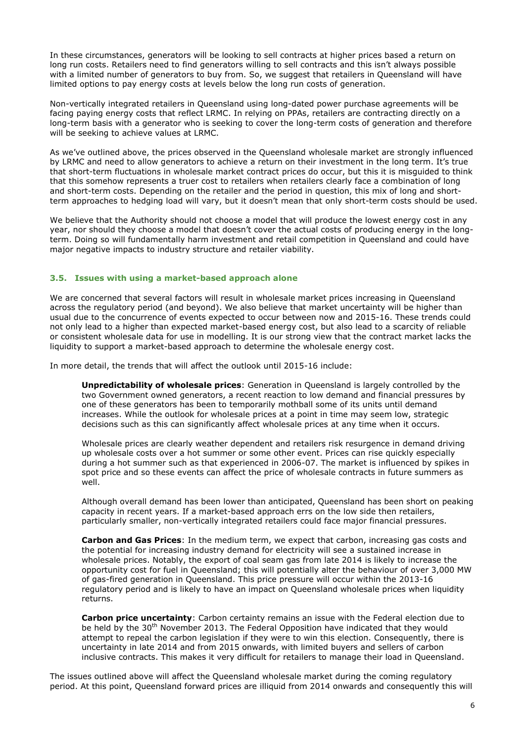In these circumstances, generators will be looking to sell contracts at higher prices based a return on long run costs. Retailers need to find generators willing to sell contracts and this isn't always possible with a limited number of generators to buy from. So, we suggest that retailers in Queensland will have limited options to pay energy costs at levels below the long run costs of generation.

Non-vertically integrated retailers in Queensland using long-dated power purchase agreements will be facing paying energy costs that reflect LRMC. In relying on PPAs, retailers are contracting directly on a long-term basis with a generator who is seeking to cover the long-term costs of generation and therefore will be seeking to achieve values at LRMC.

As we've outlined above, the prices observed in the Queensland wholesale market are strongly influenced by LRMC and need to allow generators to achieve a return on their investment in the long term. It's true that short-term fluctuations in wholesale market contract prices do occur, but this it is misguided to think that this somehow represents a truer cost to retailers when retailers clearly face a combination of long and short-term costs. Depending on the retailer and the period in question, this mix of long and short-term approaches to hedging load will vary, but it doesn't mean that only short-term costs should be used.

We believe that the Authority should not choose a model that will produce the lowest energy cost in any year, nor should they choose a model that doesn't cover the actual costs of producing energy in the long-term. Doing so will fundamentally harm investment and retail competition in Queensland and could have major negative impacts to industry structure and retailer viability.

### 3.5. Issues with using a market-based approach alone

We are concerned that several factors will result in wholesale market prices increasing in Queensland across the regulatory period (and beyond). We also believe that market uncertainty will be higher than usual due to the concurrence of events expected to occur between now and 2015-16. These trends could not only lead to a higher than expected market-based energy cost, but also lead to a scarcity of reliable or consistent wholesale data for use in modelling. It is our strong view that the contract market lacks the liquidity to support a market-based approach to determine the wholesale energy cost.

In more detail, the trends that will affect the outlook until 2015-16 include:

> **Unpredictability of wholesale prices**: Generation in Queensland is largely controlled by the two Government owned generators, a recent reaction to low demand and financial pressures by one of these generators has been to temporarily mothball some of its units until demand increases. While the outlook for wholesale prices at a point in time may seem low, strategic decisions such as this can significantly affect wholesale prices at any time when it occurs.
>
> Wholesale prices are clearly weather dependent and retailers risk resurgence in demand driving up wholesale costs over a hot summer or some other event. Prices can rise quickly especially during a hot summer such as that experienced in 2006-07. The market is influenced by spikes in spot price and so these events can affect the price of wholesale contracts in future summers as well.
>
> Although overall demand has been lower than anticipated, Queensland has been short on peaking capacity in recent years. If a market-based approach errs on the low side then retailers, particularly smaller, non-vertically integrated retailers could face major financial pressures.
>
> **Carbon and Gas Prices**: In the medium term, we expect that carbon, increasing gas costs and the potential for increasing industry demand for electricity will see a sustained increase in wholesale prices. Notably, the export of coal seam gas from late 2014 is likely to increase the opportunity cost for fuel in Queensland; this will potentially alter the behaviour of over 3,000 MW of gas-fired generation in Queensland. This price pressure will occur within the 2013-16 regulatory period and is likely to have an impact on Queensland wholesale prices when liquidity returns.
>
> **Carbon price uncertainty**: Carbon certainty remains an issue with the Federal election due to be held by the 30th November 2013. The Federal Opposition have indicated that they would attempt to repeal the carbon legislation if they were to win this election. Consequently, there is uncertainty in late 2014 and from 2015 onwards, with limited buyers and sellers of carbon inclusive contracts. This makes it very difficult for retailers to manage their load in Queensland.

The issues outlined above will affect the Queensland wholesale market during the coming regulatory period. At this point, Queensland forward prices are illiquid from 2014 onwards and consequently this will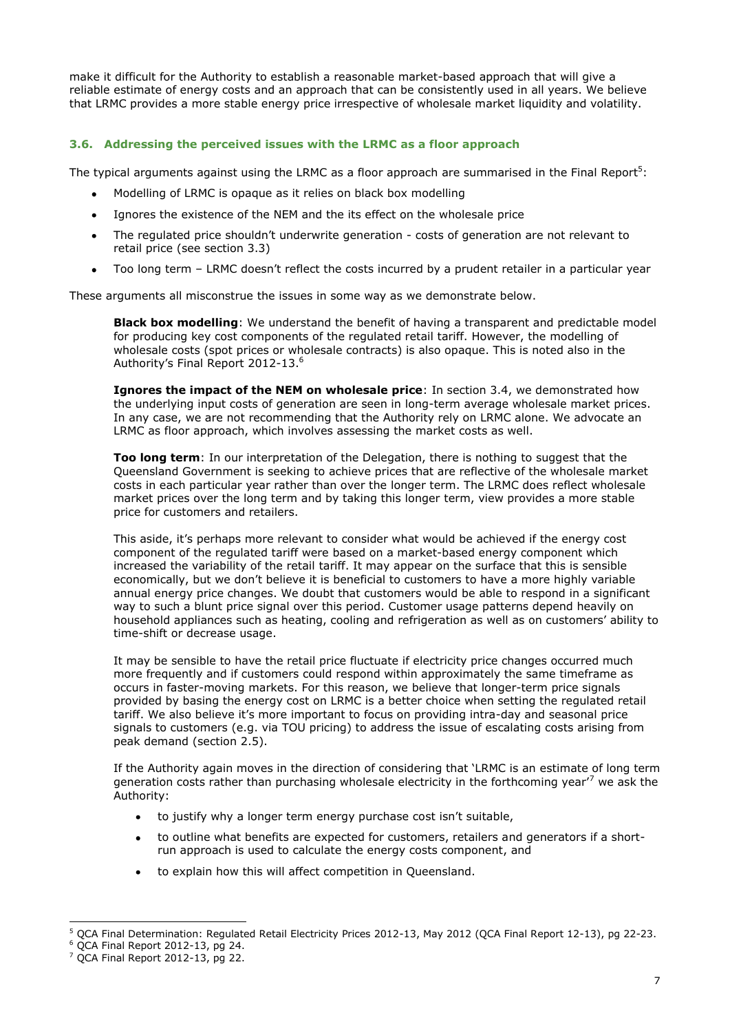make it difficult for the Authority to establish a reasonable market-based approach that will give a reliable estimate of energy costs and an approach that can be consistently used in all years. We believe that LRMC provides a more stable energy price irrespective of wholesale market liquidity and volatility.

### 3.6. Addressing the perceived issues with the LRMC as a floor approach

The typical arguments against using the LRMC as a floor approach are summarised in the Final Report[5]:

- Modelling of LRMC is opaque as it relies on black box modelling
- Ignores the existence of the NEM and the its effect on the wholesale price
- The regulated price shouldn't underwrite generation - costs of generation are not relevant to retail price (see section 3.3)
- Too long term – LRMC doesn't reflect the costs incurred by a prudent retailer in a particular year

These arguments all misconstrue the issues in some way as we demonstrate below.

> **Black box modelling**: We understand the benefit of having a transparent and predictable model for producing key cost components of the regulated retail tariff. However, the modelling of wholesale costs (spot prices or wholesale contracts) is also opaque. This is noted also in the Authority's Final Report 2012-13.[6]
>
> **Ignores the impact of the NEM on wholesale price**: In section 3.4, we demonstrated how the underlying input costs of generation are seen in long-term average wholesale market prices. In any case, we are not recommending that the Authority rely on LRMC alone. We advocate an LRMC as floor approach, which involves assessing the market costs as well.
>
> **Too long term**: In our interpretation of the Delegation, there is nothing to suggest that the Queensland Government is seeking to achieve prices that are reflective of the wholesale market costs in each particular year rather than over the longer term. The LRMC does reflect wholesale market prices over the long term and by taking this longer term, view provides a more stable price for customers and retailers.
>
> This aside, it's perhaps more relevant to consider what would be achieved if the energy cost component of the regulated tariff were based on a market-based energy component which increased the variability of the retail tariff. It may appear on the surface that this is sensible economically, but we don't believe it is beneficial to customers to have a more highly variable annual energy price changes. We doubt that customers would be able to respond in a significant way to such a blunt price signal over this period. Customer usage patterns depend heavily on household appliances such as heating, cooling and refrigeration as well as on customers' ability to time-shift or decrease usage.
>
> It may be sensible to have the retail price fluctuate if electricity price changes occurred much more frequently and if customers could respond within approximately the same timeframe as occurs in faster-moving markets. For this reason, we believe that longer-term price signals provided by basing the energy cost on LRMC is a better choice when setting the regulated retail tariff. We also believe it's more important to focus on providing intra-day and seasonal price signals to customers (e.g. via TOU pricing) to address the issue of escalating costs arising from peak demand (section 2.5).
>
> If the Authority again moves in the direction of considering that 'LRMC is an estimate of long term generation costs rather than purchasing wholesale electricity in the forthcoming year'[7] we ask the Authority:
>
> - to justify why a longer term energy purchase cost isn't suitable,
> - to outline what benefits are expected for customers, retailers and generators if a short-run approach is used to calculate the energy costs component, and
> - to explain how this will affect competition in Queensland.

---

[5] QCA Final Determination: Regulated Retail Electricity Prices 2012-13, May 2012 (QCA Final Report 12-13), pg 22-23.

[6] QCA Final Report 2012-13, pg 24.

[7] QCA Final Report 2012-13, pg 22.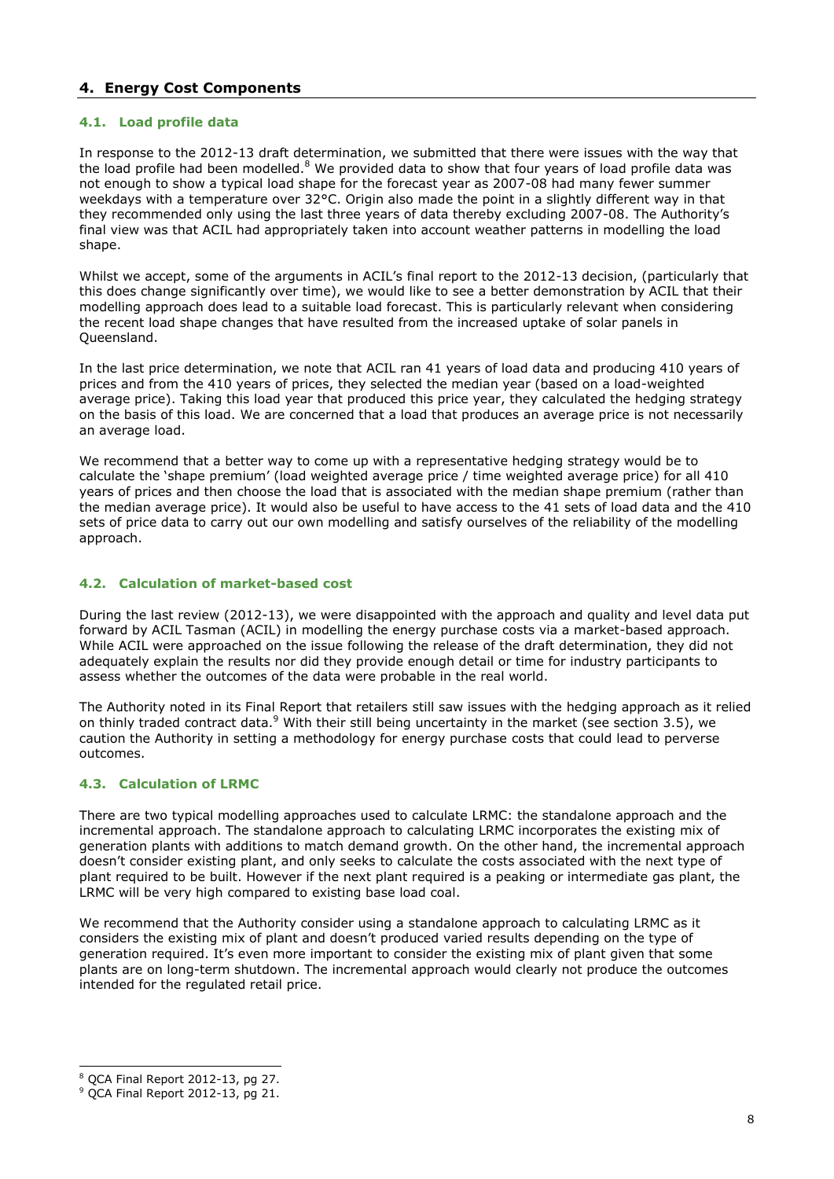## 4. Energy Cost Components

### 4.1. Load profile data

In response to the 2012-13 draft determination, we submitted that there were issues with the way that the load profile had been modelled.[8] We provided data to show that four years of load profile data was not enough to show a typical load shape for the forecast year as 2007-08 had many fewer summer weekdays with a temperature over 32°C. Origin also made the point in a slightly different way in that they recommended only using the last three years of data thereby excluding 2007-08. The Authority's final view was that ACIL had appropriately taken into account weather patterns in modelling the load shape.

Whilst we accept, some of the arguments in ACIL's final report to the 2012-13 decision, (particularly that this does change significantly over time), we would like to see a better demonstration by ACIL that their modelling approach does lead to a suitable load forecast. This is particularly relevant when considering the recent load shape changes that have resulted from the increased uptake of solar panels in Queensland.

In the last price determination, we note that ACIL ran 41 years of load data and producing 410 years of prices and from the 410 years of prices, they selected the median year (based on a load-weighted average price). Taking this load year that produced this price year, they calculated the hedging strategy on the basis of this load. We are concerned that a load that produces an average price is not necessarily an average load.

We recommend that a better way to come up with a representative hedging strategy would be to calculate the 'shape premium' (load weighted average price / time weighted average price) for all 410 years of prices and then choose the load that is associated with the median shape premium (rather than the median average price). It would also be useful to have access to the 41 sets of load data and the 410 sets of price data to carry out our own modelling and satisfy ourselves of the reliability of the modelling approach.

### 4.2. Calculation of market-based cost

During the last review (2012-13), we were disappointed with the approach and quality and level data put forward by ACIL Tasman (ACIL) in modelling the energy purchase costs via a market-based approach. While ACIL were approached on the issue following the release of the draft determination, they did not adequately explain the results nor did they provide enough detail or time for industry participants to assess whether the outcomes of the data were probable in the real world.

The Authority noted in its Final Report that retailers still saw issues with the hedging approach as it relied on thinly traded contract data.[9] With their still being uncertainty in the market (see section 3.5), we caution the Authority in setting a methodology for energy purchase costs that could lead to perverse outcomes.

### 4.3. Calculation of LRMC

There are two typical modelling approaches used to calculate LRMC: the standalone approach and the incremental approach. The standalone approach to calculating LRMC incorporates the existing mix of generation plants with additions to match demand growth. On the other hand, the incremental approach doesn't consider existing plant, and only seeks to calculate the costs associated with the next type of plant required to be built. However if the next plant required is a peaking or intermediate gas plant, the LRMC will be very high compared to existing base load coal.

We recommend that the Authority consider using a standalone approach to calculating LRMC as it considers the existing mix of plant and doesn't produced varied results depending on the type of generation required. It's even more important to consider the existing mix of plant given that some plants are on long-term shutdown. The incremental approach would clearly not produce the outcomes intended for the regulated retail price.

---

[8] QCA Final Report 2012-13, pg 27.

[9] QCA Final Report 2012-13, pg 21.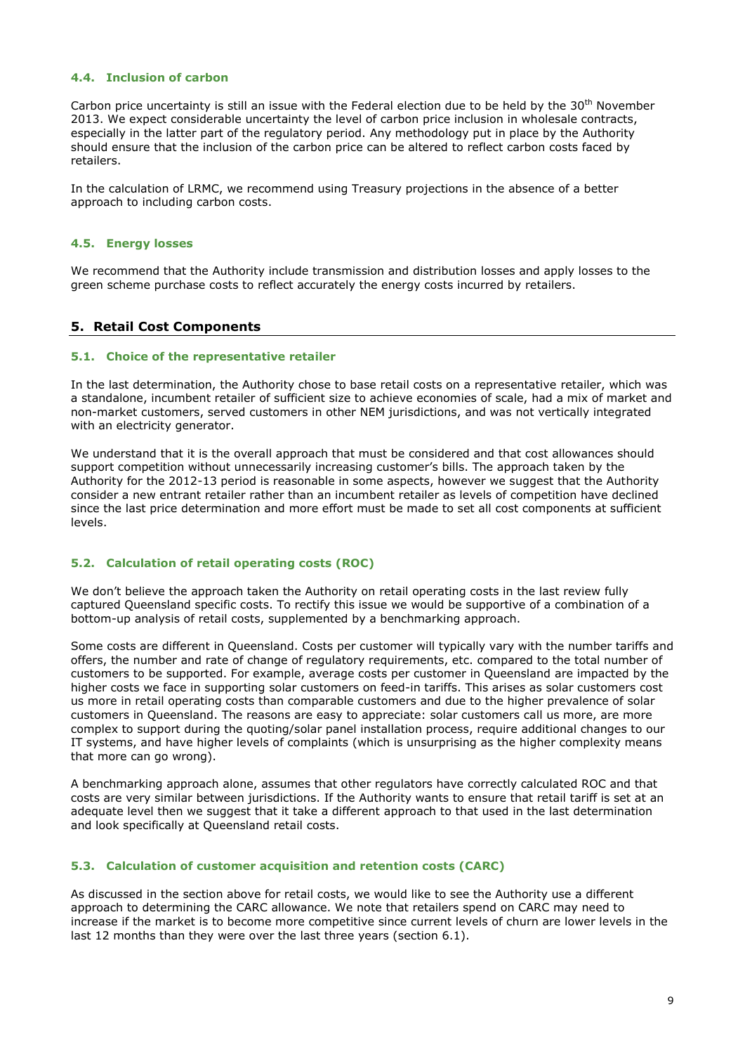### 4.4. Inclusion of carbon

Carbon price uncertainty is still an issue with the Federal election due to be held by the 30th November 2013. We expect considerable uncertainty the level of carbon price inclusion in wholesale contracts, especially in the latter part of the regulatory period. Any methodology put in place by the Authority should ensure that the inclusion of the carbon price can be altered to reflect carbon costs faced by retailers.

In the calculation of LRMC, we recommend using Treasury projections in the absence of a better approach to including carbon costs.

### 4.5. Energy losses

We recommend that the Authority include transmission and distribution losses and apply losses to the green scheme purchase costs to reflect accurately the energy costs incurred by retailers.

## 5. Retail Cost Components

### 5.1. Choice of the representative retailer

In the last determination, the Authority chose to base retail costs on a representative retailer, which was a standalone, incumbent retailer of sufficient size to achieve economies of scale, had a mix of market and non-market customers, served customers in other NEM jurisdictions, and was not vertically integrated with an electricity generator.

We understand that it is the overall approach that must be considered and that cost allowances should support competition without unnecessarily increasing customer's bills. The approach taken by the Authority for the 2012-13 period is reasonable in some aspects, however we suggest that the Authority consider a new entrant retailer rather than an incumbent retailer as levels of competition have declined since the last price determination and more effort must be made to set all cost components at sufficient levels.

### 5.2. Calculation of retail operating costs (ROC)

We don't believe the approach taken the Authority on retail operating costs in the last review fully captured Queensland specific costs. To rectify this issue we would be supportive of a combination of a bottom-up analysis of retail costs, supplemented by a benchmarking approach.

Some costs are different in Queensland. Costs per customer will typically vary with the number tariffs and offers, the number and rate of change of regulatory requirements, etc. compared to the total number of customers to be supported. For example, average costs per customer in Queensland are impacted by the higher costs we face in supporting solar customers on feed-in tariffs. This arises as solar customers cost us more in retail operating costs than comparable customers and due to the higher prevalence of solar customers in Queensland. The reasons are easy to appreciate: solar customers call us more, are more complex to support during the quoting/solar panel installation process, require additional changes to our IT systems, and have higher levels of complaints (which is unsurprising as the higher complexity means that more can go wrong).

A benchmarking approach alone, assumes that other regulators have correctly calculated ROC and that costs are very similar between jurisdictions. If the Authority wants to ensure that retail tariff is set at an adequate level then we suggest that it take a different approach to that used in the last determination and look specifically at Queensland retail costs.

### 5.3. Calculation of customer acquisition and retention costs (CARC)

As discussed in the section above for retail costs, we would like to see the Authority use a different approach to determining the CARC allowance. We note that retailers spend on CARC may need to increase if the market is to become more competitive since current levels of churn are lower levels in the last 12 months than they were over the last three years (section 6.1).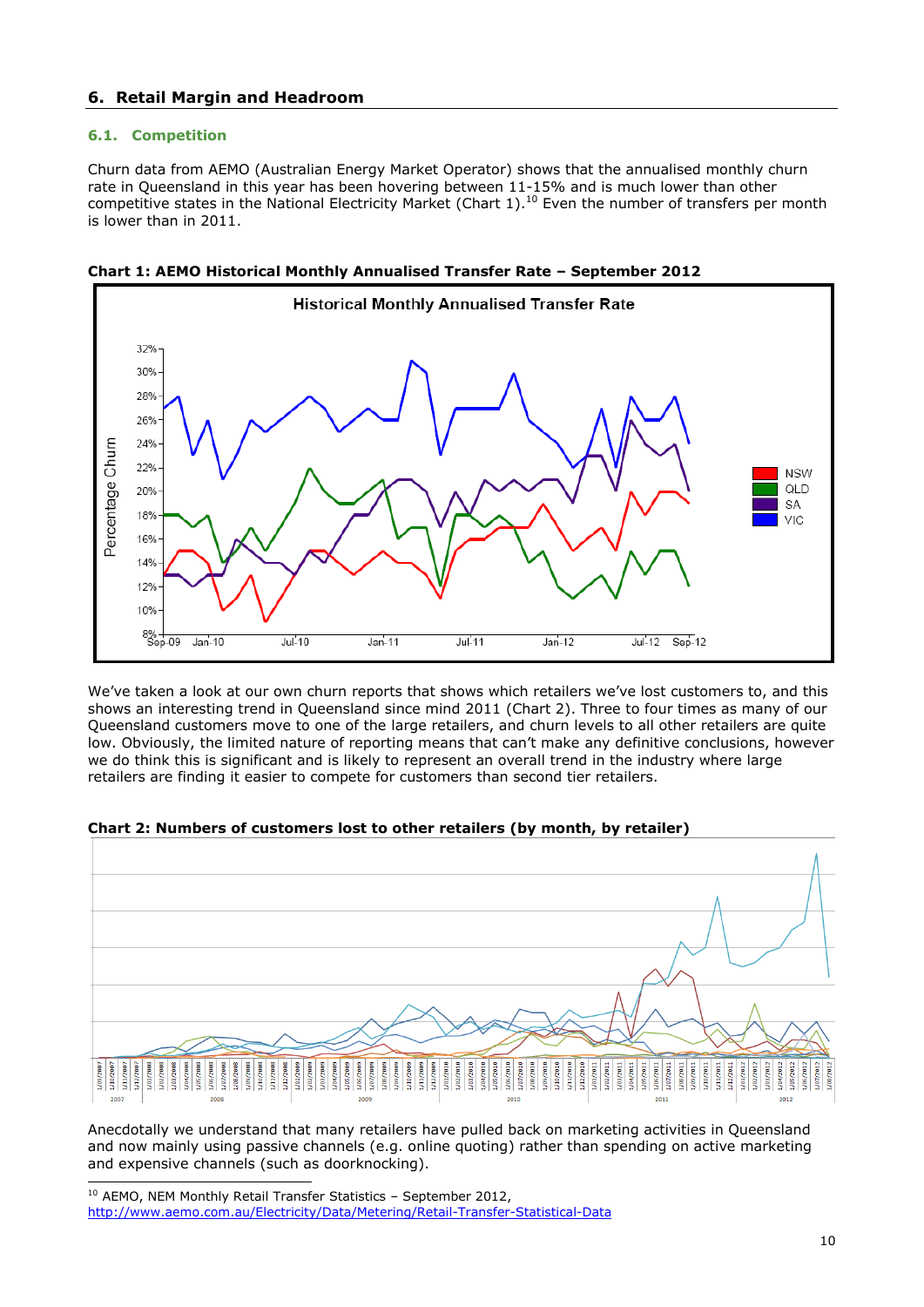## 6. Retail Margin and Headroom

### 6.1. Competition

Churn data from AEMO (Australian Energy Market Operator) shows that the annualised monthly churn rate in Queensland in this year has been hovering between 11-15% and is much lower than other competitive states in the National Electricity Market (Chart 1).[10] Even the number of transfers per month is lower than in 2011.

**Chart 1: AEMO Historical Monthly Annualised Transfer Rate – September 2012**

We've taken a look at our own churn reports that shows which retailers we've lost customers to, and this shows an interesting trend in Queensland since mind 2011 (Chart 2). Three to four times as many of our Queensland customers move to one of the large retailers, and churn levels to all other retailers are quite low. Obviously, the limited nature of reporting means that can't make any definitive conclusions, however we do think this is significant and is likely to represent an overall trend in the industry where large retailers are finding it easier to compete for customers than second tier retailers.

**Chart 2: Numbers of customers lost to other retailers (by month, by retailer)**

Anecdotally we understand that many retailers have pulled back on marketing activities in Queensland and now mainly using passive channels (e.g. online quoting) rather than spending on active marketing and expensive channels (such as doorknocking).

[10] AEMO, NEM Monthly Retail Transfer Statistics – September 2012, http://www.aemo.com.au/Electricity/Data/Metering/Retail-Transfer-Statistical-Data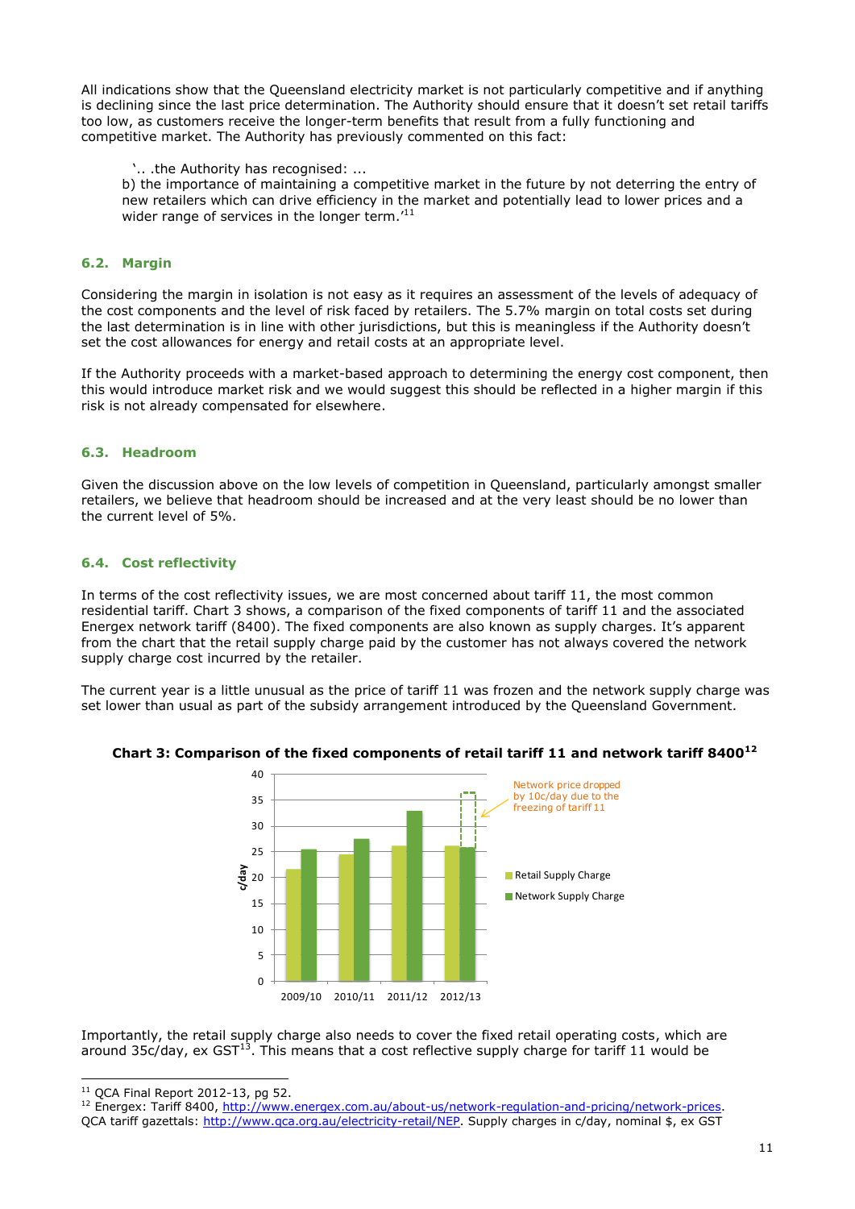All indications show that the Queensland electricity market is not particularly competitive and if anything is declining since the last price determination. The Authority should ensure that it doesn't set retail tariffs too low, as customers receive the longer-term benefits that result from a fully functioning and competitive market. The Authority has previously commented on this fact:

> '.. .the Authority has recognised: ...
> b) the importance of maintaining a competitive market in the future by not deterring the entry of new retailers which can drive efficiency in the market and potentially lead to lower prices and a wider range of services in the longer term.'[11]

### 6.2. Margin

Considering the margin in isolation is not easy as it requires an assessment of the levels of adequacy of the cost components and the level of risk faced by retailers. The 5.7% margin on total costs set during the last determination is in line with other jurisdictions, but this is meaningless if the Authority doesn't set the cost allowances for energy and retail costs at an appropriate level.

If the Authority proceeds with a market-based approach to determining the energy cost component, then this would introduce market risk and we would suggest this should be reflected in a higher margin if this risk is not already compensated for elsewhere.

### 6.3. Headroom

Given the discussion above on the low levels of competition in Queensland, particularly amongst smaller retailers, we believe that headroom should be increased and at the very least should be no lower than the current level of 5%.

### 6.4. Cost reflectivity

In terms of the cost reflectivity issues, we are most concerned about tariff 11, the most common residential tariff. Chart 3 shows, a comparison of the fixed components of tariff 11 and the associated Energex network tariff (8400). The fixed components are also known as supply charges. It's apparent from the chart that the retail supply charge paid by the customer has not always covered the network supply charge cost incurred by the retailer.

The current year is a little unusual as the price of tariff 11 was frozen and the network supply charge was set lower than usual as part of the subsidy arrangement introduced by the Queensland Government.

**Chart 3: Comparison of the fixed components of retail tariff 11 and network tariff 8400[12]**

| c/day | 2009/10 | 2010/11 | 2011/12 | 2012/13 |
|---|---|---|---|---|
| Retail Supply Charge | ~21.7 | ~24.5 | ~26.2 | ~26.2 |
| Network Supply Charge | ~25.5 | ~27.6 | ~33 | ~25.9 |

Network price dropped by 10c/day due to the freezing of tariff 11

Importantly, the retail supply charge also needs to cover the fixed retail operating costs, which are around 35c/day, ex GST[13]. This means that a cost reflective supply charge for tariff 11 would be

---

[11] QCA Final Report 2012-13, pg 52.

[12] Energex: Tariff 8400, http://www.energex.com.au/about-us/network-regulation-and-pricing/network-prices. QCA tariff gazettals: http://www.qca.org.au/electricity-retail/NEP. Supply charges in c/day, nominal $, ex GST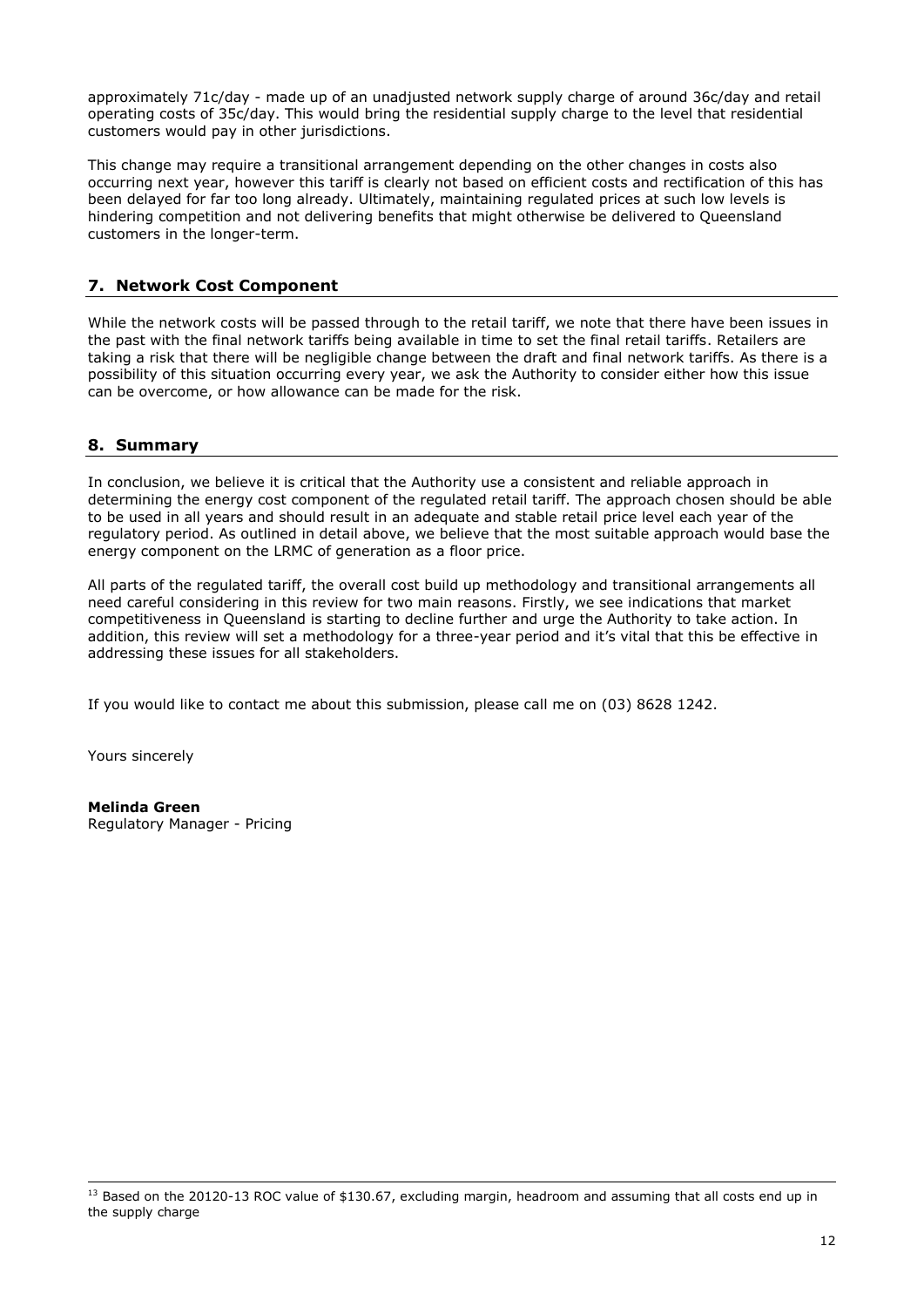approximately 71c/day - made up of an unadjusted network supply charge of around 36c/day and retail operating costs of 35c/day. This would bring the residential supply charge to the level that residential customers would pay in other jurisdictions.

This change may require a transitional arrangement depending on the other changes in costs also occurring next year, however this tariff is clearly not based on efficient costs and rectification of this has been delayed for far too long already. Ultimately, maintaining regulated prices at such low levels is hindering competition and not delivering benefits that might otherwise be delivered to Queensland customers in the longer-term.

## 7. Network Cost Component

While the network costs will be passed through to the retail tariff, we note that there have been issues in the past with the final network tariffs being available in time to set the final retail tariffs. Retailers are taking a risk that there will be negligible change between the draft and final network tariffs. As there is a possibility of this situation occurring every year, we ask the Authority to consider either how this issue can be overcome, or how allowance can be made for the risk.

## 8. Summary

In conclusion, we believe it is critical that the Authority use a consistent and reliable approach in determining the energy cost component of the regulated retail tariff. The approach chosen should be able to be used in all years and should result in an adequate and stable retail price level each year of the regulatory period. As outlined in detail above, we believe that the most suitable approach would base the energy component on the LRMC of generation as a floor price.

All parts of the regulated tariff, the overall cost build up methodology and transitional arrangements all need careful considering in this review for two main reasons. Firstly, we see indications that market competitiveness in Queensland is starting to decline further and urge the Authority to take action. In addition, this review will set a methodology for a three-year period and it's vital that this be effective in addressing these issues for all stakeholders.

If you would like to contact me about this submission, please call me on (03) 8628 1242.

Yours sincerely

**Melinda Green**
Regulatory Manager - Pricing

[13] Based on the 20120-13 ROC value of $130.67, excluding margin, headroom and assuming that all costs end up in the supply charge